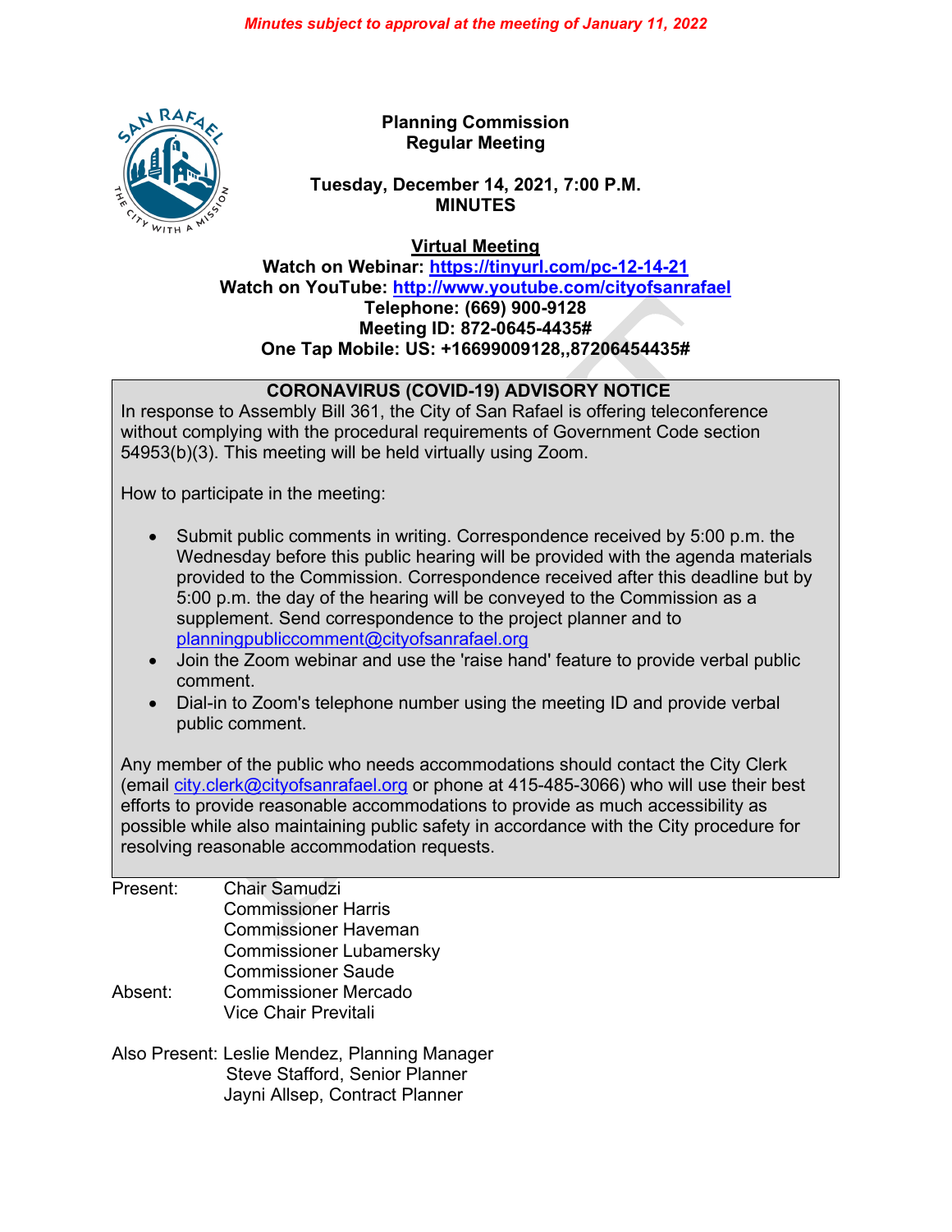*Minutes subject to approval at the meeting of January 11, 2022*

**Planning Commission**
**Regular Meeting**

**Tuesday, December 14, 2021, 7:00 P.M.**
**MINUTES**

**Virtual Meeting**
**Watch on Webinar: https://tinyurl.com/pc-12-14-21**
**Watch on YouTube: http://www.youtube.com/cityofsanrafael**
**Telephone: (669) 900-9128**
**Meeting ID: 872-0645-4435#**
**One Tap Mobile: US: +16699009128,,87206454435#**

**CORONAVIRUS (COVID-19) ADVISORY NOTICE**

In response to Assembly Bill 361, the City of San Rafael is offering teleconference without complying with the procedural requirements of Government Code section 54953(b)(3). This meeting will be held virtually using Zoom.

How to participate in the meeting:

- Submit public comments in writing. Correspondence received by 5:00 p.m. the Wednesday before this public hearing will be provided with the agenda materials provided to the Commission. Correspondence received after this deadline but by 5:00 p.m. the day of the hearing will be conveyed to the Commission as a supplement. Send correspondence to the project planner and to planningpubliccomment@cityofsanrafael.org
- Join the Zoom webinar and use the 'raise hand' feature to provide verbal public comment.
- Dial-in to Zoom's telephone number using the meeting ID and provide verbal public comment.

Any member of the public who needs accommodations should contact the City Clerk (email city.clerk@cityofsanrafael.org or phone at 415-485-3066) who will use their best efforts to provide reasonable accommodations to provide as much accessibility as possible while also maintaining public safety in accordance with the City procedure for resolving reasonable accommodation requests.

Present: Chair Samudzi
Commissioner Harris
Commissioner Haveman
Commissioner Lubamersky
Commissioner Saude

Absent: Commissioner Mercado
Vice Chair Previtali

Also Present: Leslie Mendez, Planning Manager
Steve Stafford, Senior Planner
Jayni Allsep, Contract Planner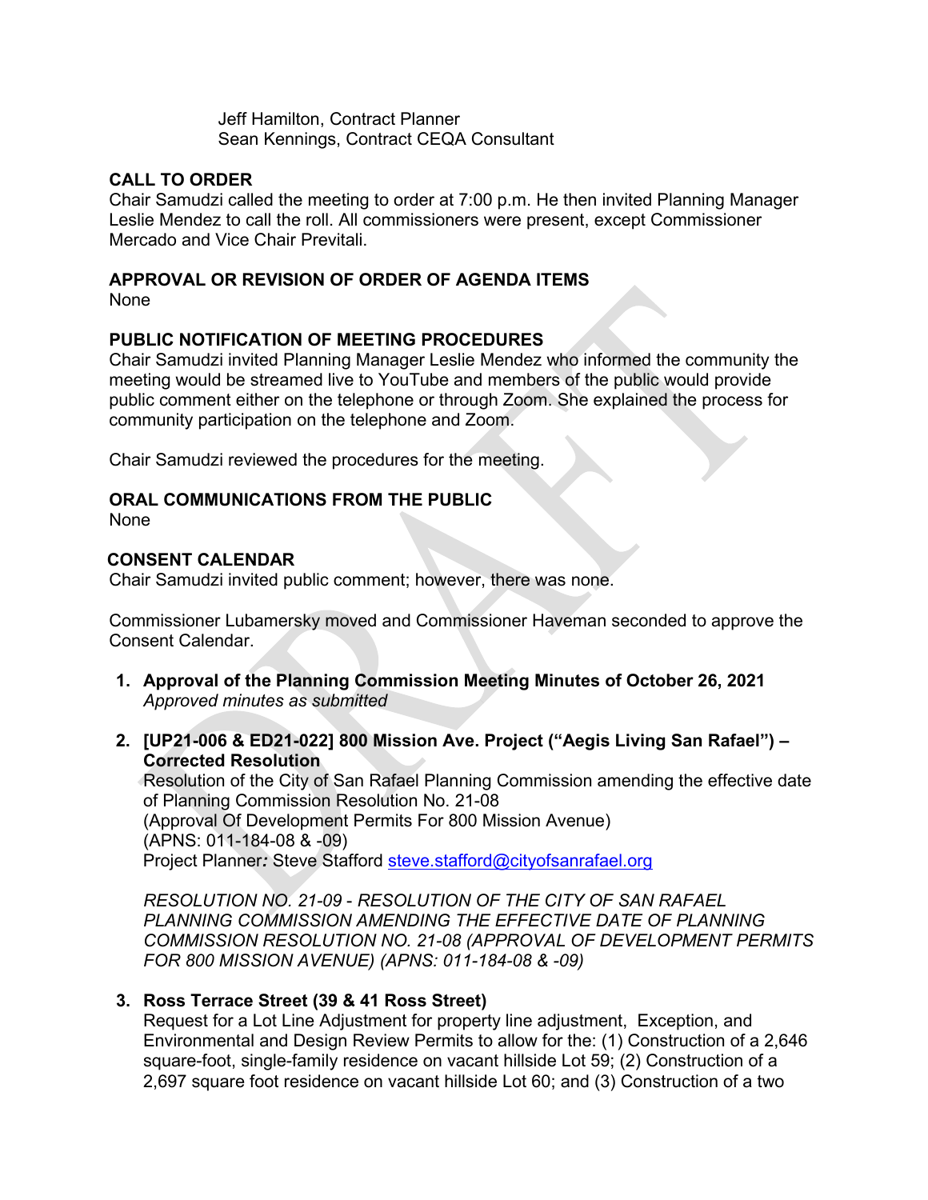Jeff Hamilton, Contract Planner
Sean Kennings, Contract CEQA Consultant

**CALL TO ORDER**
Chair Samudzi called the meeting to order at 7:00 p.m. He then invited Planning Manager Leslie Mendez to call the roll. All commissioners were present, except Commissioner Mercado and Vice Chair Previtali.

**APPROVAL OR REVISION OF ORDER OF AGENDA ITEMS**
None

**PUBLIC NOTIFICATION OF MEETING PROCEDURES**
Chair Samudzi invited Planning Manager Leslie Mendez who informed the community the meeting would be streamed live to YouTube and members of the public would provide public comment either on the telephone or through Zoom. She explained the process for community participation on the telephone and Zoom.

Chair Samudzi reviewed the procedures for the meeting.

**ORAL COMMUNICATIONS FROM THE PUBLIC**
None

**CONSENT CALENDAR**
Chair Samudzi invited public comment; however, there was none.

Commissioner Lubamersky moved and Commissioner Haveman seconded to approve the Consent Calendar.

1. **Approval of the Planning Commission Meeting Minutes of October 26, 2021**
   *Approved minutes as submitted*

2. **[UP21-006 & ED21-022] 800 Mission Ave. Project ("Aegis Living San Rafael") – Corrected Resolution**
   Resolution of the City of San Rafael Planning Commission amending the effective date of Planning Commission Resolution No. 21-08
   (Approval Of Development Permits For 800 Mission Avenue)
   (APNS: 011-184-08 & -09)
   Project Planner*:* Steve Stafford steve.stafford@cityofsanrafael.org

   *RESOLUTION NO. 21-09 - RESOLUTION OF THE CITY OF SAN RAFAEL PLANNING COMMISSION AMENDING THE EFFECTIVE DATE OF PLANNING COMMISSION RESOLUTION NO. 21-08 (APPROVAL OF DEVELOPMENT PERMITS FOR 800 MISSION AVENUE) (APNS: 011-184-08 & -09)*

3. **Ross Terrace Street (39 & 41 Ross Street)**
   Request for a Lot Line Adjustment for property line adjustment, Exception, and Environmental and Design Review Permits to allow for the: (1) Construction of a 2,646 square-foot, single-family residence on vacant hillside Lot 59; (2) Construction of a 2,697 square foot residence on vacant hillside Lot 60; and (3) Construction of a two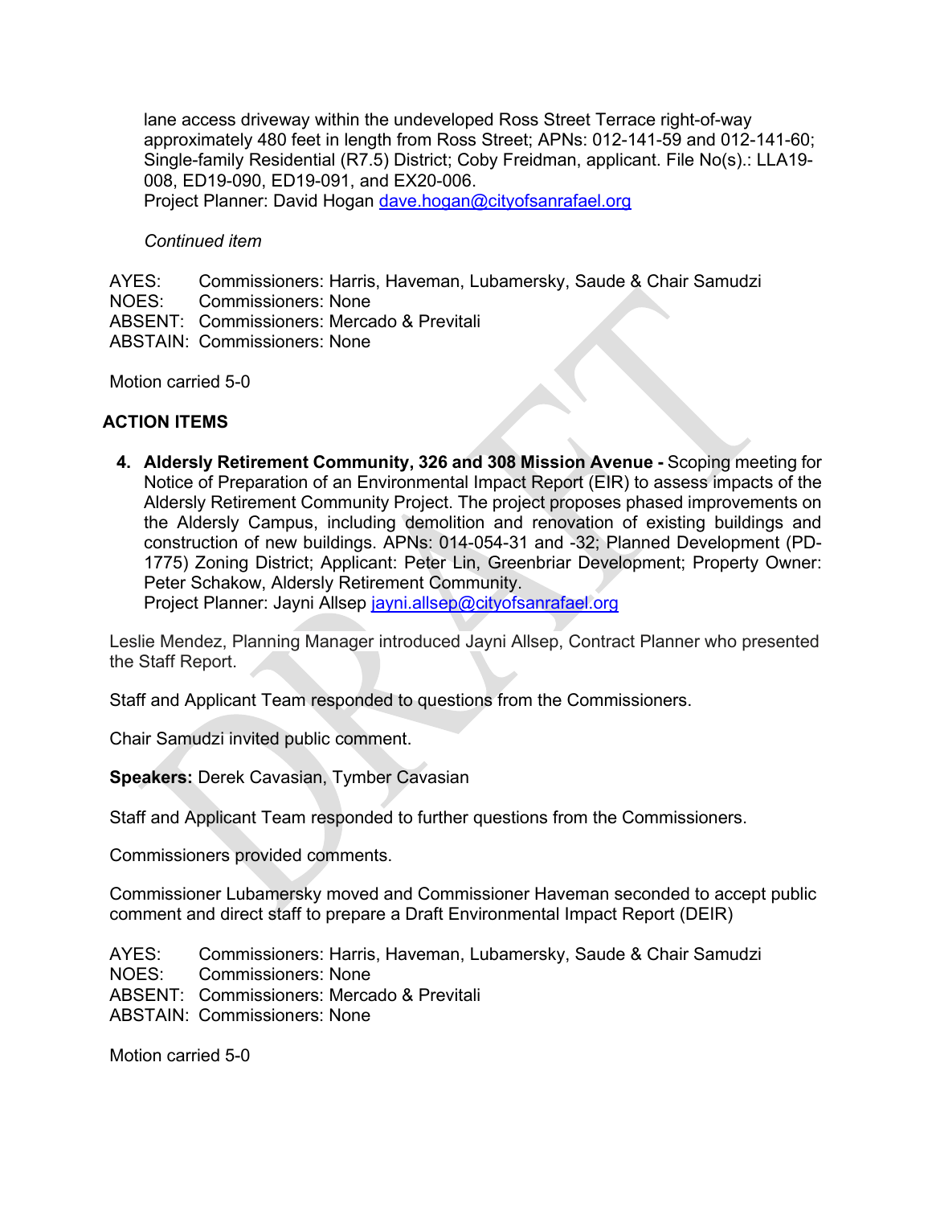lane access driveway within the undeveloped Ross Street Terrace right-of-way approximately 480 feet in length from Ross Street; APNs: 012-141-59 and 012-141-60; Single-family Residential (R7.5) District; Coby Freidman, applicant. File No(s).: LLA19-008, ED19-090, ED19-091, and EX20-006.
Project Planner: David Hogan dave.hogan@cityofsanrafael.org

*Continued item*

AYES: Commissioners: Harris, Haveman, Lubamersky, Saude & Chair Samudzi
NOES: Commissioners: None
ABSENT: Commissioners: Mercado & Previtali
ABSTAIN: Commissioners: None

Motion carried 5-0

## ACTION ITEMS

4. **Aldersly Retirement Community, 326 and 308 Mission Avenue -** Scoping meeting for Notice of Preparation of an Environmental Impact Report (EIR) to assess impacts of the Aldersly Retirement Community Project. The project proposes phased improvements on the Aldersly Campus, including demolition and renovation of existing buildings and construction of new buildings. APNs: 014-054-31 and -32; Planned Development (PD-1775) Zoning District; Applicant: Peter Lin, Greenbriar Development; Property Owner: Peter Schakow, Aldersly Retirement Community.
Project Planner: Jayni Allsep jayni.allsep@cityofsanrafael.org

Leslie Mendez, Planning Manager introduced Jayni Allsep, Contract Planner who presented the Staff Report.

Staff and Applicant Team responded to questions from the Commissioners.

Chair Samudzi invited public comment.

**Speakers:** Derek Cavasian, Tymber Cavasian

Staff and Applicant Team responded to further questions from the Commissioners.

Commissioners provided comments.

Commissioner Lubamersky moved and Commissioner Haveman seconded to accept public comment and direct staff to prepare a Draft Environmental Impact Report (DEIR)

AYES: Commissioners: Harris, Haveman, Lubamersky, Saude & Chair Samudzi
NOES: Commissioners: None
ABSENT: Commissioners: Mercado & Previtali
ABSTAIN: Commissioners: None

Motion carried 5-0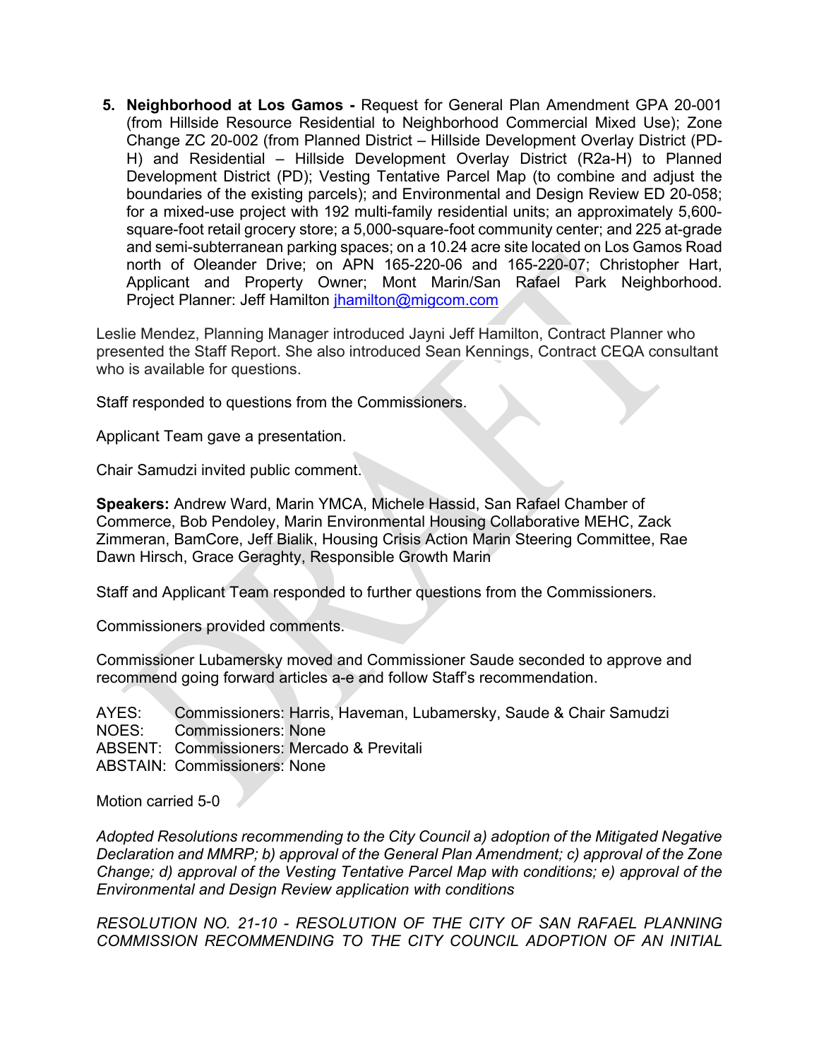5. **Neighborhood at Los Gamos -** Request for General Plan Amendment GPA 20-001 (from Hillside Resource Residential to Neighborhood Commercial Mixed Use); Zone Change ZC 20-002 (from Planned District – Hillside Development Overlay District (PD-H) and Residential – Hillside Development Overlay District (R2a-H) to Planned Development District (PD); Vesting Tentative Parcel Map (to combine and adjust the boundaries of the existing parcels); and Environmental and Design Review ED 20-058; for a mixed-use project with 192 multi-family residential units; an approximately 5,600-square-foot retail grocery store; a 5,000-square-foot community center; and 225 at-grade and semi-subterranean parking spaces; on a 10.24 acre site located on Los Gamos Road north of Oleander Drive; on APN 165-220-06 and 165-220-07; Christopher Hart, Applicant and Property Owner; Mont Marin/San Rafael Park Neighborhood. Project Planner: Jeff Hamilton jhamilton@migcom.com

Leslie Mendez, Planning Manager introduced Jayni Jeff Hamilton, Contract Planner who presented the Staff Report. She also introduced Sean Kennings, Contract CEQA consultant who is available for questions.

Staff responded to questions from the Commissioners.

Applicant Team gave a presentation.

Chair Samudzi invited public comment.

**Speakers:** Andrew Ward, Marin YMCA, Michele Hassid, San Rafael Chamber of Commerce, Bob Pendoley, Marin Environmental Housing Collaborative MEHC, Zack Zimmeran, BamCore, Jeff Bialik, Housing Crisis Action Marin Steering Committee, Rae Dawn Hirsch, Grace Geraghty, Responsible Growth Marin

Staff and Applicant Team responded to further questions from the Commissioners.

Commissioners provided comments.

Commissioner Lubamersky moved and Commissioner Saude seconded to approve and recommend going forward articles a-e and follow Staff's recommendation.

AYES: Commissioners: Harris, Haveman, Lubamersky, Saude & Chair Samudzi
NOES: Commissioners: None
ABSENT: Commissioners: Mercado & Previtali
ABSTAIN: Commissioners: None

Motion carried 5-0

*Adopted Resolutions recommending to the City Council a) adoption of the Mitigated Negative Declaration and MMRP; b) approval of the General Plan Amendment; c) approval of the Zone Change; d) approval of the Vesting Tentative Parcel Map with conditions; e) approval of the Environmental and Design Review application with conditions*

*RESOLUTION NO. 21-10 - RESOLUTION OF THE CITY OF SAN RAFAEL PLANNING COMMISSION RECOMMENDING TO THE CITY COUNCIL ADOPTION OF AN INITIAL*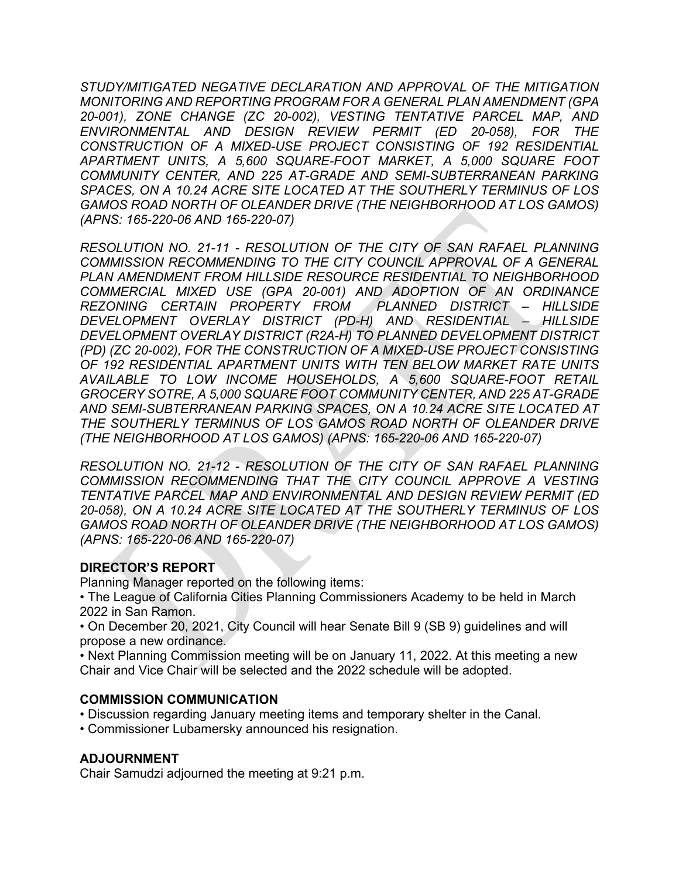*STUDY/MITIGATED NEGATIVE DECLARATION AND APPROVAL OF THE MITIGATION MONITORING AND REPORTING PROGRAM FOR A GENERAL PLAN AMENDMENT (GPA 20-001), ZONE CHANGE (ZC 20-002), VESTING TENTATIVE PARCEL MAP, AND ENVIRONMENTAL AND DESIGN REVIEW PERMIT (ED 20-058), FOR THE CONSTRUCTION OF A MIXED-USE PROJECT CONSISTING OF 192 RESIDENTIAL APARTMENT UNITS, A 5,600 SQUARE-FOOT MARKET, A 5,000 SQUARE FOOT COMMUNITY CENTER, AND 225 AT-GRADE AND SEMI-SUBTERRANEAN PARKING SPACES, ON A 10.24 ACRE SITE LOCATED AT THE SOUTHERLY TERMINUS OF LOS GAMOS ROAD NORTH OF OLEANDER DRIVE (THE NEIGHBORHOOD AT LOS GAMOS) (APNS: 165-220-06 AND 165-220-07)*

*RESOLUTION NO. 21-11 - RESOLUTION OF THE CITY OF SAN RAFAEL PLANNING COMMISSION RECOMMENDING TO THE CITY COUNCIL APPROVAL OF A GENERAL PLAN AMENDMENT FROM HILLSIDE RESOURCE RESIDENTIAL TO NEIGHBORHOOD COMMERCIAL MIXED USE (GPA 20-001) AND ADOPTION OF AN ORDINANCE REZONING CERTAIN PROPERTY FROM PLANNED DISTRICT – HILLSIDE DEVELOPMENT OVERLAY DISTRICT (PD-H) AND RESIDENTIAL – HILLSIDE DEVELOPMENT OVERLAY DISTRICT (R2A-H) TO PLANNED DEVELOPMENT DISTRICT (PD) (ZC 20-002), FOR THE CONSTRUCTION OF A MIXED-USE PROJECT CONSISTING OF 192 RESIDENTIAL APARTMENT UNITS WITH TEN BELOW MARKET RATE UNITS AVAILABLE TO LOW INCOME HOUSEHOLDS, A 5,600 SQUARE-FOOT RETAIL GROCERY SOTRE, A 5,000 SQUARE FOOT COMMUNITY CENTER, AND 225 AT-GRADE AND SEMI-SUBTERRANEAN PARKING SPACES, ON A 10.24 ACRE SITE LOCATED AT THE SOUTHERLY TERMINUS OF LOS GAMOS ROAD NORTH OF OLEANDER DRIVE (THE NEIGHBORHOOD AT LOS GAMOS) (APNS: 165-220-06 AND 165-220-07)*

*RESOLUTION NO. 21-12 - RESOLUTION OF THE CITY OF SAN RAFAEL PLANNING COMMISSION RECOMMENDING THAT THE CITY COUNCIL APPROVE A VESTING TENTATIVE PARCEL MAP AND ENVIRONMENTAL AND DESIGN REVIEW PERMIT (ED 20-058), ON A 10.24 ACRE SITE LOCATED AT THE SOUTHERLY TERMINUS OF LOS GAMOS ROAD NORTH OF OLEANDER DRIVE (THE NEIGHBORHOOD AT LOS GAMOS) (APNS: 165-220-06 AND 165-220-07)*

## DIRECTOR'S REPORT

Planning Manager reported on the following items:

- The League of California Cities Planning Commissioners Academy to be held in March 2022 in San Ramon.
- On December 20, 2021, City Council will hear Senate Bill 9 (SB 9) guidelines and will propose a new ordinance.
- Next Planning Commission meeting will be on January 11, 2022. At this meeting a new Chair and Vice Chair will be selected and the 2022 schedule will be adopted.

## COMMISSION COMMUNICATION

- Discussion regarding January meeting items and temporary shelter in the Canal.
- Commissioner Lubamersky announced his resignation.

## ADJOURNMENT

Chair Samudzi adjourned the meeting at 9:21 p.m.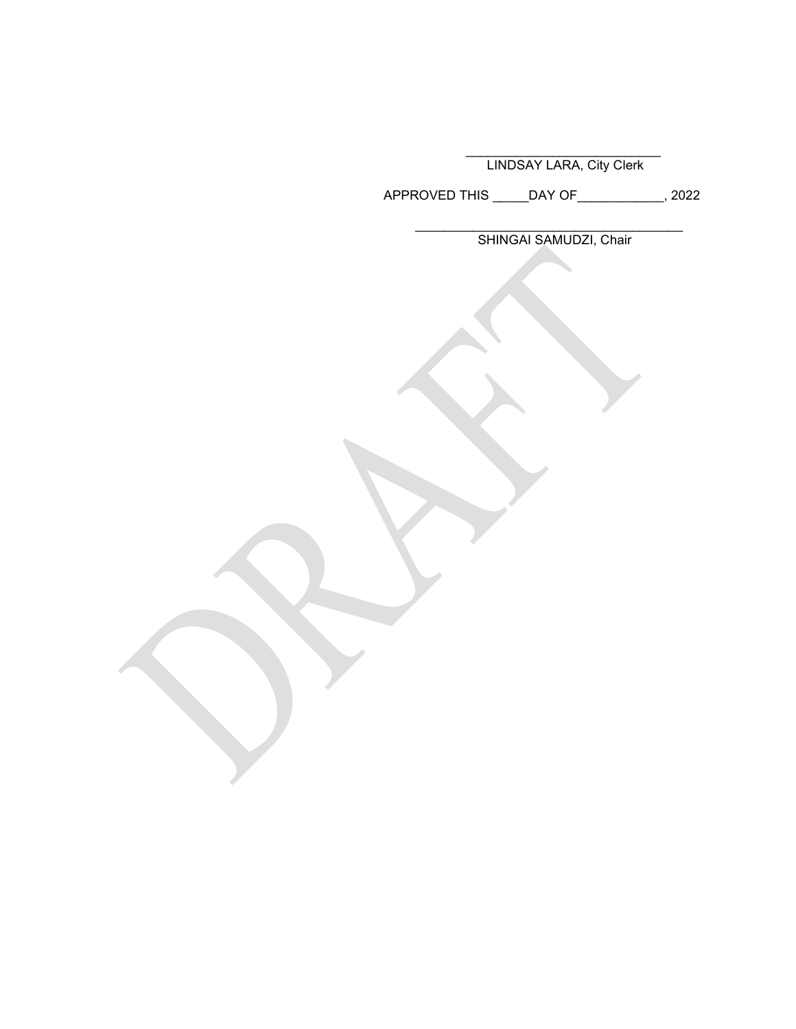\_\_\_\_\_\_\_\_\_\_\_\_\_\_\_\_\_\_\_\_\_\_\_\_\_\_\_\_

LINDSAY LARA, City Clerk

APPROVED THIS _____DAY OF____________, 2022

\_\_\_\_\_\_\_\_\_\_\_\_\_\_\_\_\_\_\_\_\_\_\_\_\_\_\_\_\_\_\_\_\_\_\_\_\_\_

SHINGAI SAMUDZI, Chair

DRAFT